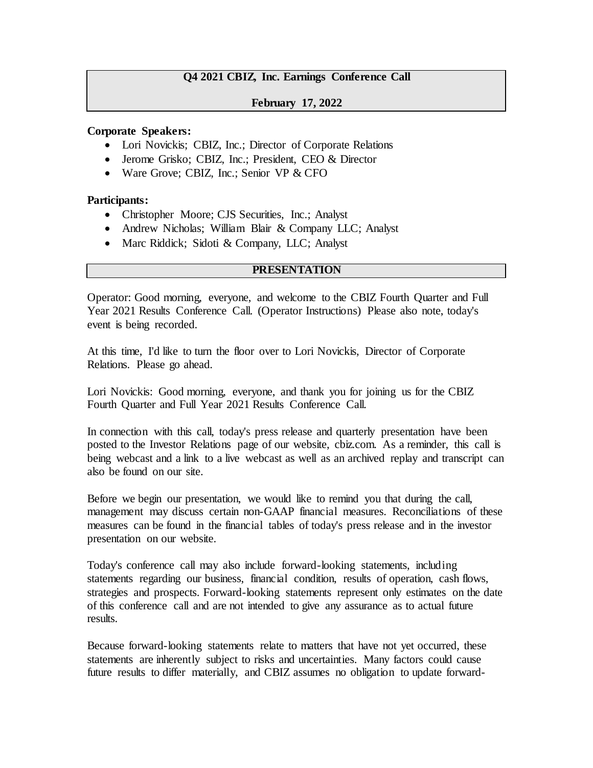# Q4 2021 CBIZ, Inc. Earnings Conference Call

**February 17, 2022**

**Corporate Speakers:**

- Lori Novickis; CBIZ, Inc.; Director of Corporate Relations
- Jerome Grisko; CBIZ, Inc.; President, CEO & Director
- Ware Grove; CBIZ, Inc.; Senior VP & CFO

**Participants:**

- Christopher Moore; CJS Securities, Inc.; Analyst
- Andrew Nicholas; William Blair & Company LLC; Analyst
- Marc Riddick; Sidoti & Company, LLC; Analyst

## PRESENTATION

Operator: Good morning, everyone, and welcome to the CBIZ Fourth Quarter and Full Year 2021 Results Conference Call. (Operator Instructions) Please also note, today's event is being recorded.

At this time, I'd like to turn the floor over to Lori Novickis, Director of Corporate Relations. Please go ahead.

Lori Novickis: Good morning, everyone, and thank you for joining us for the CBIZ Fourth Quarter and Full Year 2021 Results Conference Call.

In connection with this call, today's press release and quarterly presentation have been posted to the Investor Relations page of our website, cbiz.com. As a reminder, this call is being webcast and a link to a live webcast as well as an archived replay and transcript can also be found on our site.

Before we begin our presentation, we would like to remind you that during the call, management may discuss certain non-GAAP financial measures. Reconciliations of these measures can be found in the financial tables of today's press release and in the investor presentation on our website.

Today's conference call may also include forward-looking statements, including statements regarding our business, financial condition, results of operation, cash flows, strategies and prospects. Forward-looking statements represent only estimates on the date of this conference call and are not intended to give any assurance as to actual future results.

Because forward-looking statements relate to matters that have not yet occurred, these statements are inherently subject to risks and uncertainties. Many factors could cause future results to differ materially, and CBIZ assumes no obligation to update forward-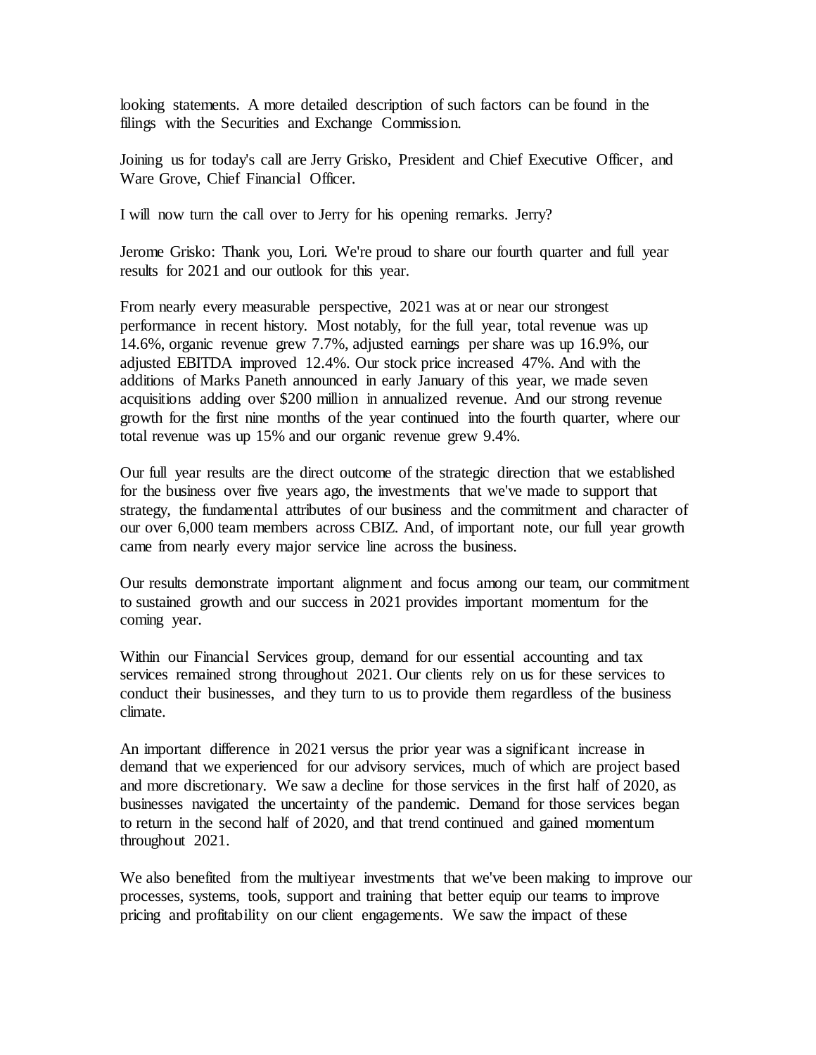looking statements. A more detailed description of such factors can be found in the filings with the Securities and Exchange Commission.

Joining us for today's call are Jerry Grisko, President and Chief Executive Officer, and Ware Grove, Chief Financial Officer.

I will now turn the call over to Jerry for his opening remarks. Jerry?

Jerome Grisko: Thank you, Lori. We're proud to share our fourth quarter and full year results for 2021 and our outlook for this year.

From nearly every measurable perspective, 2021 was at or near our strongest performance in recent history. Most notably, for the full year, total revenue was up 14.6%, organic revenue grew 7.7%, adjusted earnings per share was up 16.9%, our adjusted EBITDA improved 12.4%. Our stock price increased 47%. And with the additions of Marks Paneth announced in early January of this year, we made seven acquisitions adding over $200 million in annualized revenue. And our strong revenue growth for the first nine months of the year continued into the fourth quarter, where our total revenue was up 15% and our organic revenue grew 9.4%.

Our full year results are the direct outcome of the strategic direction that we established for the business over five years ago, the investments that we've made to support that strategy, the fundamental attributes of our business and the commitment and character of our over 6,000 team members across CBIZ. And, of important note, our full year growth came from nearly every major service line across the business.

Our results demonstrate important alignment and focus among our team, our commitment to sustained growth and our success in 2021 provides important momentum for the coming year.

Within our Financial Services group, demand for our essential accounting and tax services remained strong throughout 2021. Our clients rely on us for these services to conduct their businesses, and they turn to us to provide them regardless of the business climate.

An important difference in 2021 versus the prior year was a significant increase in demand that we experienced for our advisory services, much of which are project based and more discretionary. We saw a decline for those services in the first half of 2020, as businesses navigated the uncertainty of the pandemic. Demand for those services began to return in the second half of 2020, and that trend continued and gained momentum throughout 2021.

We also benefited from the multiyear investments that we've been making to improve our processes, systems, tools, support and training that better equip our teams to improve pricing and profitability on our client engagements. We saw the impact of these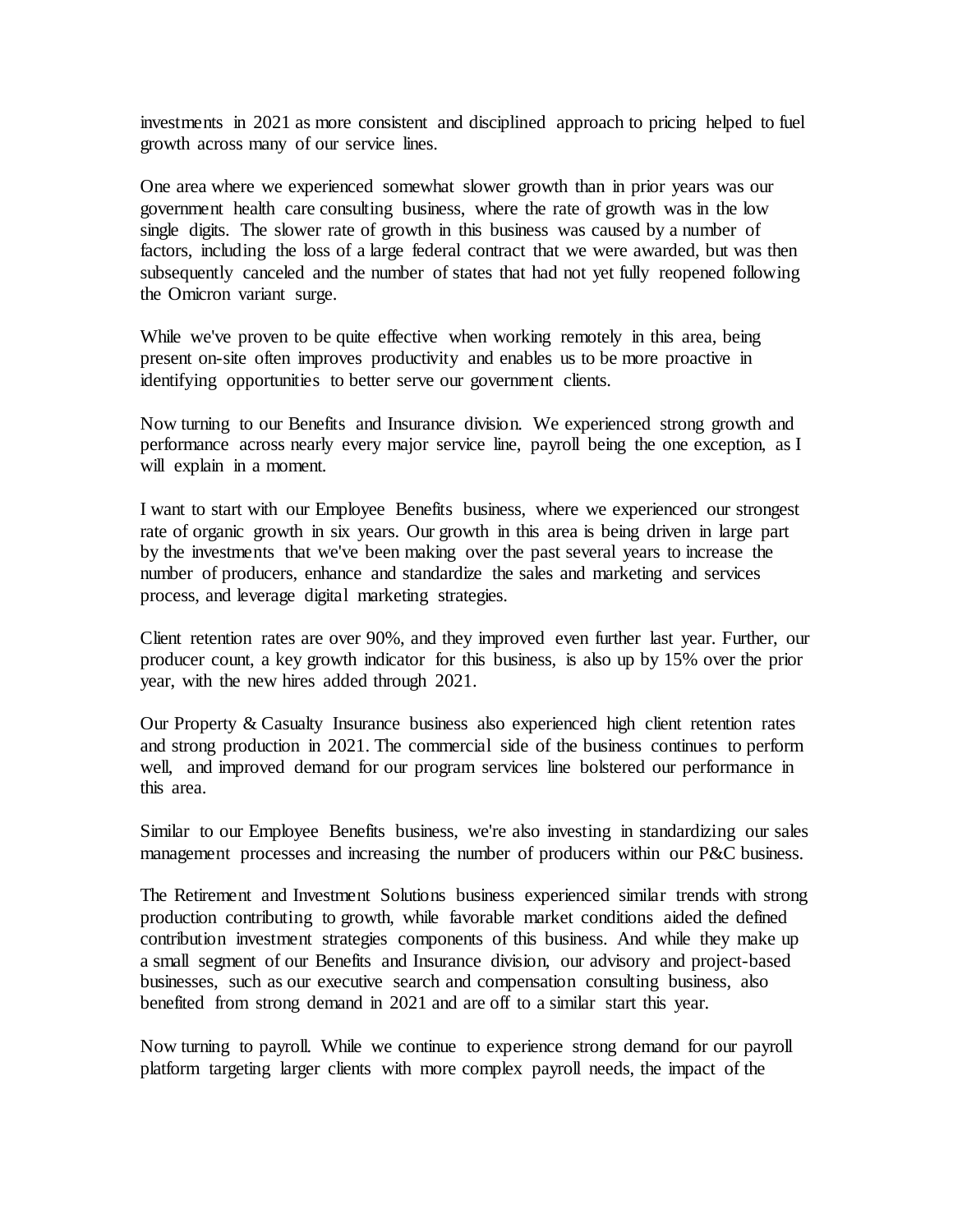investments in 2021 as more consistent and disciplined approach to pricing helped to fuel growth across many of our service lines.

One area where we experienced somewhat slower growth than in prior years was our government health care consulting business, where the rate of growth was in the low single digits. The slower rate of growth in this business was caused by a number of factors, including the loss of a large federal contract that we were awarded, but was then subsequently canceled and the number of states that had not yet fully reopened following the Omicron variant surge.

While we've proven to be quite effective when working remotely in this area, being present on-site often improves productivity and enables us to be more proactive in identifying opportunities to better serve our government clients.

Now turning to our Benefits and Insurance division. We experienced strong growth and performance across nearly every major service line, payroll being the one exception, as I will explain in a moment.

I want to start with our Employee Benefits business, where we experienced our strongest rate of organic growth in six years. Our growth in this area is being driven in large part by the investments that we've been making over the past several years to increase the number of producers, enhance and standardize the sales and marketing and services process, and leverage digital marketing strategies.

Client retention rates are over 90%, and they improved even further last year. Further, our producer count, a key growth indicator for this business, is also up by 15% over the prior year, with the new hires added through 2021.

Our Property & Casualty Insurance business also experienced high client retention rates and strong production in 2021. The commercial side of the business continues to perform well, and improved demand for our program services line bolstered our performance in this area.

Similar to our Employee Benefits business, we're also investing in standardizing our sales management processes and increasing the number of producers within our P&C business.

The Retirement and Investment Solutions business experienced similar trends with strong production contributing to growth, while favorable market conditions aided the defined contribution investment strategies components of this business. And while they make up a small segment of our Benefits and Insurance division, our advisory and project-based businesses, such as our executive search and compensation consulting business, also benefited from strong demand in 2021 and are off to a similar start this year.

Now turning to payroll. While we continue to experience strong demand for our payroll platform targeting larger clients with more complex payroll needs, the impact of the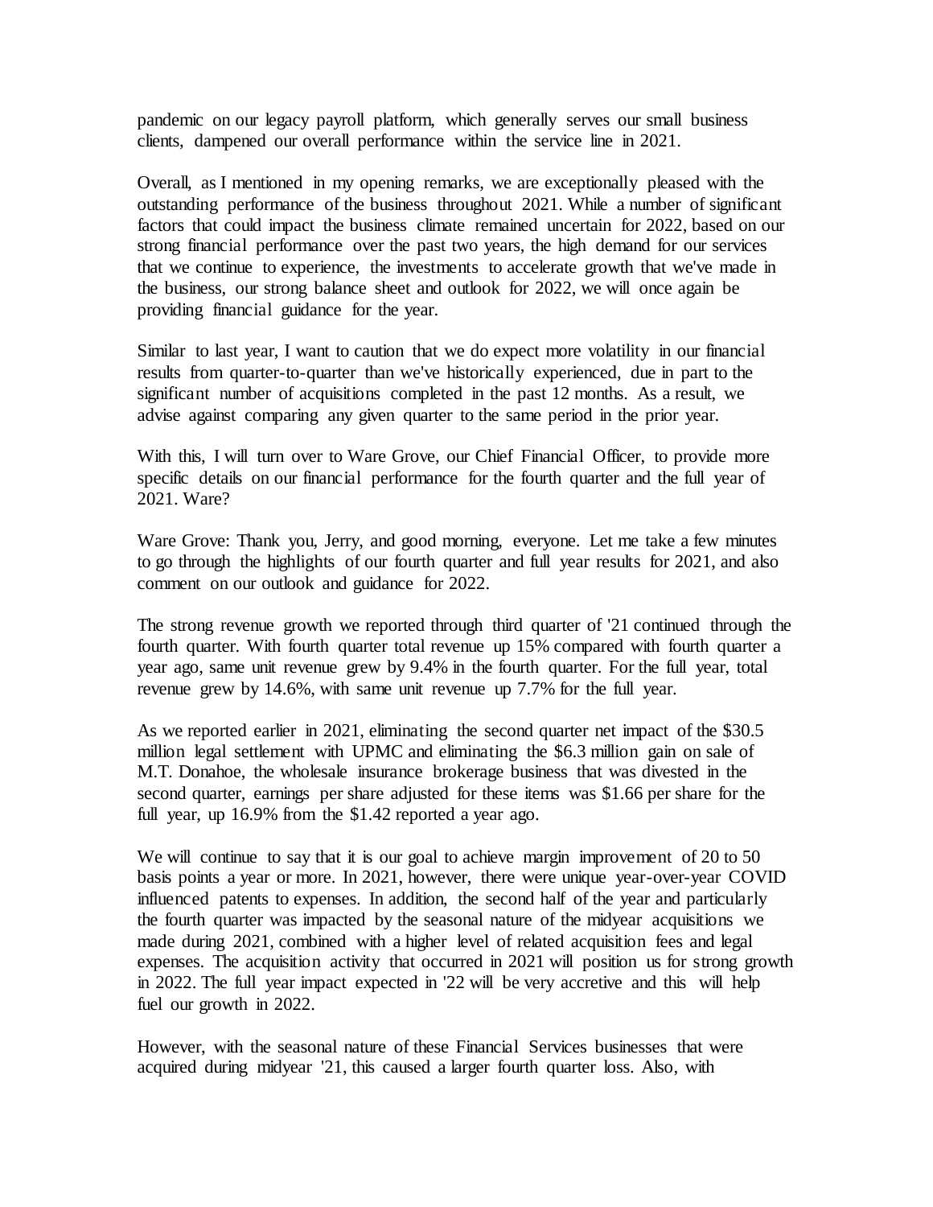pandemic on our legacy payroll platform, which generally serves our small business clients, dampened our overall performance within the service line in 2021.

Overall, as I mentioned in my opening remarks, we are exceptionally pleased with the outstanding performance of the business throughout 2021. While a number of significant factors that could impact the business climate remained uncertain for 2022, based on our strong financial performance over the past two years, the high demand for our services that we continue to experience, the investments to accelerate growth that we've made in the business, our strong balance sheet and outlook for 2022, we will once again be providing financial guidance for the year.

Similar to last year, I want to caution that we do expect more volatility in our financial results from quarter-to-quarter than we've historically experienced, due in part to the significant number of acquisitions completed in the past 12 months. As a result, we advise against comparing any given quarter to the same period in the prior year.

With this, I will turn over to Ware Grove, our Chief Financial Officer, to provide more specific details on our financial performance for the fourth quarter and the full year of 2021. Ware?

Ware Grove: Thank you, Jerry, and good morning, everyone. Let me take a few minutes to go through the highlights of our fourth quarter and full year results for 2021, and also comment on our outlook and guidance for 2022.

The strong revenue growth we reported through third quarter of '21 continued through the fourth quarter. With fourth quarter total revenue up 15% compared with fourth quarter a year ago, same unit revenue grew by 9.4% in the fourth quarter. For the full year, total revenue grew by 14.6%, with same unit revenue up 7.7% for the full year.

As we reported earlier in 2021, eliminating the second quarter net impact of the $30.5 million legal settlement with UPMC and eliminating the $6.3 million gain on sale of M.T. Donahoe, the wholesale insurance brokerage business that was divested in the second quarter, earnings per share adjusted for these items was $1.66 per share for the full year, up 16.9% from the $1.42 reported a year ago.

We will continue to say that it is our goal to achieve margin improvement of 20 to 50 basis points a year or more. In 2021, however, there were unique year-over-year COVID influenced patents to expenses. In addition, the second half of the year and particularly the fourth quarter was impacted by the seasonal nature of the midyear acquisitions we made during 2021, combined with a higher level of related acquisition fees and legal expenses. The acquisition activity that occurred in 2021 will position us for strong growth in 2022. The full year impact expected in '22 will be very accretive and this will help fuel our growth in 2022.

However, with the seasonal nature of these Financial Services businesses that were acquired during midyear '21, this caused a larger fourth quarter loss. Also, with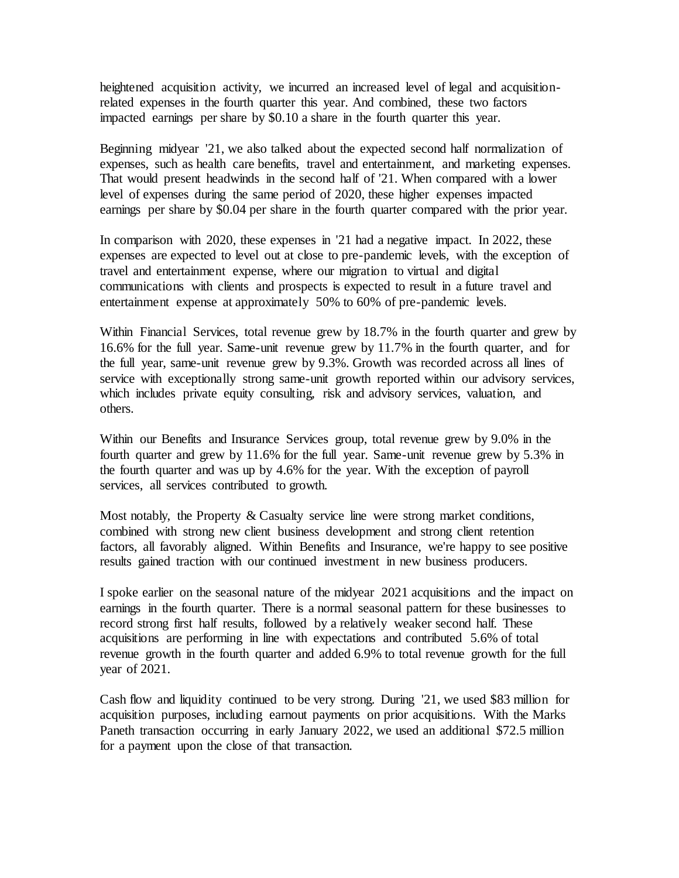heightened acquisition activity, we incurred an increased level of legal and acquisition-related expenses in the fourth quarter this year. And combined, these two factors impacted earnings per share by $0.10 a share in the fourth quarter this year.

Beginning midyear '21, we also talked about the expected second half normalization of expenses, such as health care benefits, travel and entertainment, and marketing expenses. That would present headwinds in the second half of '21. When compared with a lower level of expenses during the same period of 2020, these higher expenses impacted earnings per share by $0.04 per share in the fourth quarter compared with the prior year.

In comparison with 2020, these expenses in '21 had a negative impact. In 2022, these expenses are expected to level out at close to pre-pandemic levels, with the exception of travel and entertainment expense, where our migration to virtual and digital communications with clients and prospects is expected to result in a future travel and entertainment expense at approximately 50% to 60% of pre-pandemic levels.

Within Financial Services, total revenue grew by 18.7% in the fourth quarter and grew by 16.6% for the full year. Same-unit revenue grew by 11.7% in the fourth quarter, and for the full year, same-unit revenue grew by 9.3%. Growth was recorded across all lines of service with exceptionally strong same-unit growth reported within our advisory services, which includes private equity consulting, risk and advisory services, valuation, and others.

Within our Benefits and Insurance Services group, total revenue grew by 9.0% in the fourth quarter and grew by 11.6% for the full year. Same-unit revenue grew by 5.3% in the fourth quarter and was up by 4.6% for the year. With the exception of payroll services, all services contributed to growth.

Most notably, the Property & Casualty service line were strong market conditions, combined with strong new client business development and strong client retention factors, all favorably aligned. Within Benefits and Insurance, we're happy to see positive results gained traction with our continued investment in new business producers.

I spoke earlier on the seasonal nature of the midyear 2021 acquisitions and the impact on earnings in the fourth quarter. There is a normal seasonal pattern for these businesses to record strong first half results, followed by a relatively weaker second half. These acquisitions are performing in line with expectations and contributed 5.6% of total revenue growth in the fourth quarter and added 6.9% to total revenue growth for the full year of 2021.

Cash flow and liquidity continued to be very strong. During '21, we used $83 million for acquisition purposes, including earnout payments on prior acquisitions. With the Marks Paneth transaction occurring in early January 2022, we used an additional $72.5 million for a payment upon the close of that transaction.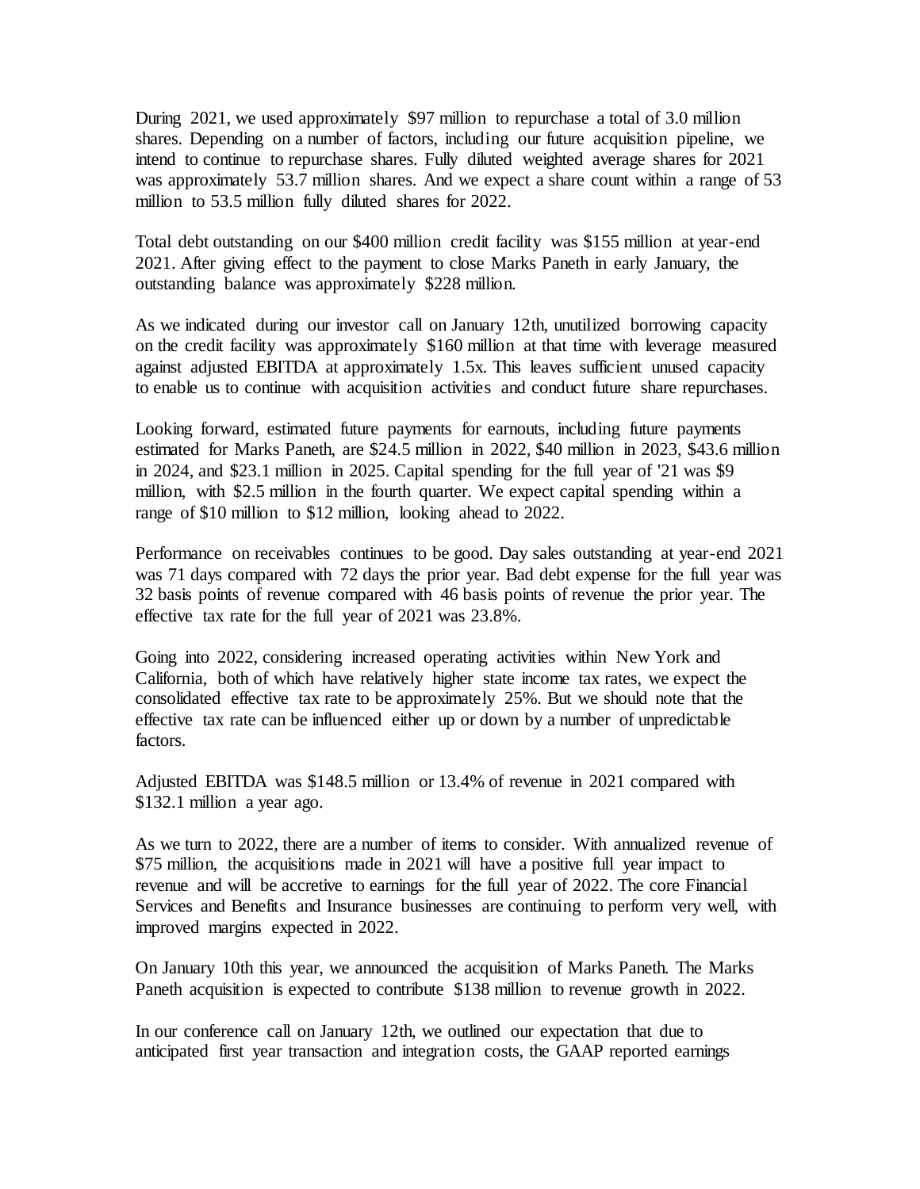During 2021, we used approximately $97 million to repurchase a total of 3.0 million shares. Depending on a number of factors, including our future acquisition pipeline, we intend to continue to repurchase shares. Fully diluted weighted average shares for 2021 was approximately 53.7 million shares. And we expect a share count within a range of 53 million to 53.5 million fully diluted shares for 2022.

Total debt outstanding on our $400 million credit facility was $155 million at year-end 2021. After giving effect to the payment to close Marks Paneth in early January, the outstanding balance was approximately $228 million.

As we indicated during our investor call on January 12th, unutilized borrowing capacity on the credit facility was approximately $160 million at that time with leverage measured against adjusted EBITDA at approximately 1.5x. This leaves sufficient unused capacity to enable us to continue with acquisition activities and conduct future share repurchases.

Looking forward, estimated future payments for earnouts, including future payments estimated for Marks Paneth, are $24.5 million in 2022, $40 million in 2023, $43.6 million in 2024, and $23.1 million in 2025. Capital spending for the full year of '21 was $9 million, with $2.5 million in the fourth quarter. We expect capital spending within a range of $10 million to $12 million, looking ahead to 2022.

Performance on receivables continues to be good. Day sales outstanding at year-end 2021 was 71 days compared with 72 days the prior year. Bad debt expense for the full year was 32 basis points of revenue compared with 46 basis points of revenue the prior year. The effective tax rate for the full year of 2021 was 23.8%.

Going into 2022, considering increased operating activities within New York and California, both of which have relatively higher state income tax rates, we expect the consolidated effective tax rate to be approximately 25%. But we should note that the effective tax rate can be influenced either up or down by a number of unpredictable factors.

Adjusted EBITDA was $148.5 million or 13.4% of revenue in 2021 compared with $132.1 million a year ago.

As we turn to 2022, there are a number of items to consider. With annualized revenue of $75 million, the acquisitions made in 2021 will have a positive full year impact to revenue and will be accretive to earnings for the full year of 2022. The core Financial Services and Benefits and Insurance businesses are continuing to perform very well, with improved margins expected in 2022.

On January 10th this year, we announced the acquisition of Marks Paneth. The Marks Paneth acquisition is expected to contribute $138 million to revenue growth in 2022.

In our conference call on January 12th, we outlined our expectation that due to anticipated first year transaction and integration costs, the GAAP reported earnings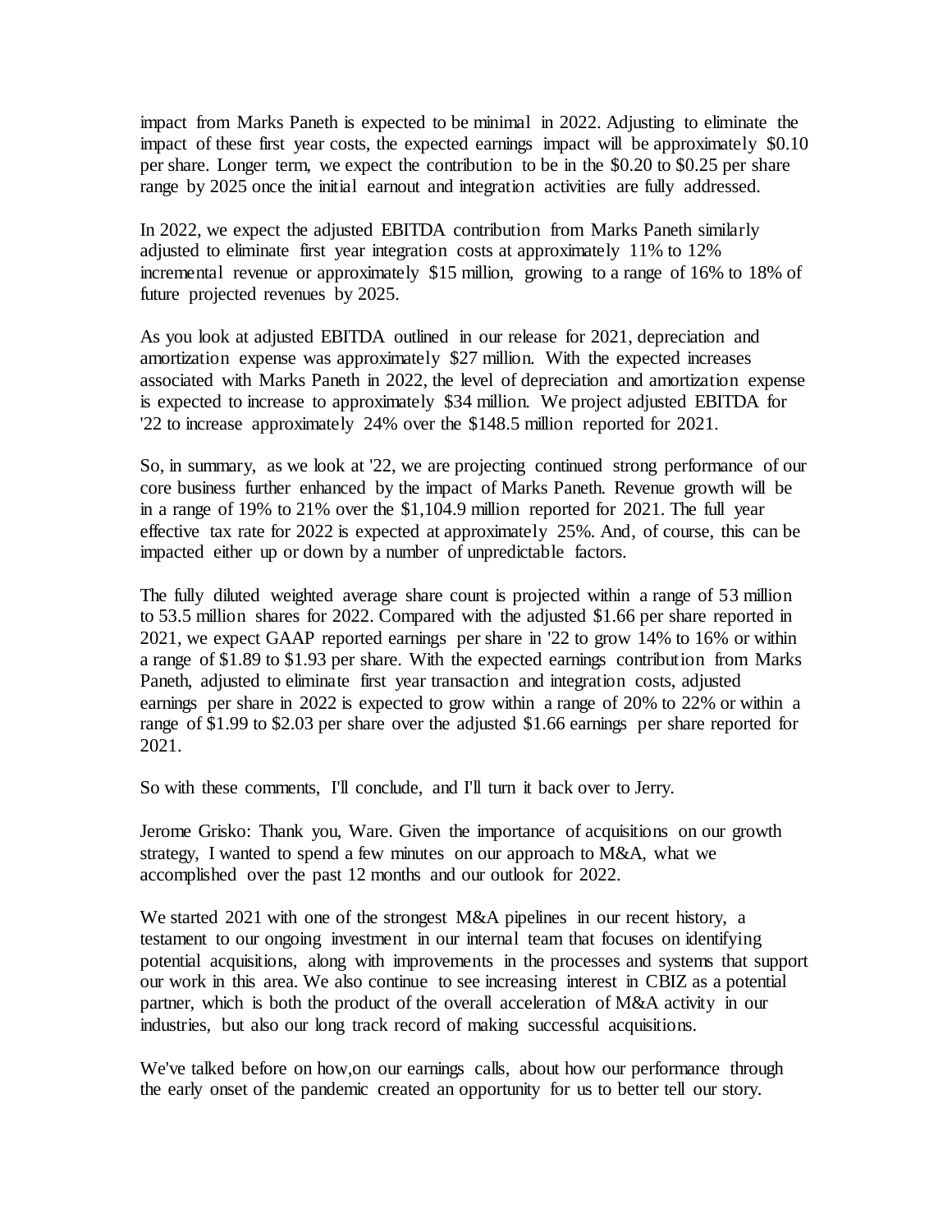impact from Marks Paneth is expected to be minimal in 2022. Adjusting to eliminate the impact of these first year costs, the expected earnings impact will be approximately $0.10 per share. Longer term, we expect the contribution to be in the $0.20 to $0.25 per share range by 2025 once the initial earnout and integration activities are fully addressed.

In 2022, we expect the adjusted EBITDA contribution from Marks Paneth similarly adjusted to eliminate first year integration costs at approximately 11% to 12% incremental revenue or approximately $15 million, growing to a range of 16% to 18% of future projected revenues by 2025.

As you look at adjusted EBITDA outlined in our release for 2021, depreciation and amortization expense was approximately $27 million. With the expected increases associated with Marks Paneth in 2022, the level of depreciation and amortization expense is expected to increase to approximately $34 million. We project adjusted EBITDA for '22 to increase approximately 24% over the $148.5 million reported for 2021.

So, in summary, as we look at '22, we are projecting continued strong performance of our core business further enhanced by the impact of Marks Paneth. Revenue growth will be in a range of 19% to 21% over the $1,104.9 million reported for 2021. The full year effective tax rate for 2022 is expected at approximately 25%. And, of course, this can be impacted either up or down by a number of unpredictable factors.

The fully diluted weighted average share count is projected within a range of 53 million to 53.5 million shares for 2022. Compared with the adjusted $1.66 per share reported in 2021, we expect GAAP reported earnings per share in '22 to grow 14% to 16% or within a range of $1.89 to $1.93 per share. With the expected earnings contribution from Marks Paneth, adjusted to eliminate first year transaction and integration costs, adjusted earnings per share in 2022 is expected to grow within a range of 20% to 22% or within a range of $1.99 to $2.03 per share over the adjusted $1.66 earnings per share reported for 2021.

So with these comments, I'll conclude, and I'll turn it back over to Jerry.

Jerome Grisko: Thank you, Ware. Given the importance of acquisitions on our growth strategy, I wanted to spend a few minutes on our approach to M&A, what we accomplished over the past 12 months and our outlook for 2022.

We started 2021 with one of the strongest M&A pipelines in our recent history, a testament to our ongoing investment in our internal team that focuses on identifying potential acquisitions, along with improvements in the processes and systems that support our work in this area. We also continue to see increasing interest in CBIZ as a potential partner, which is both the product of the overall acceleration of M&A activity in our industries, but also our long track record of making successful acquisitions.

We've talked before on how,on our earnings calls, about how our performance through the early onset of the pandemic created an opportunity for us to better tell our story.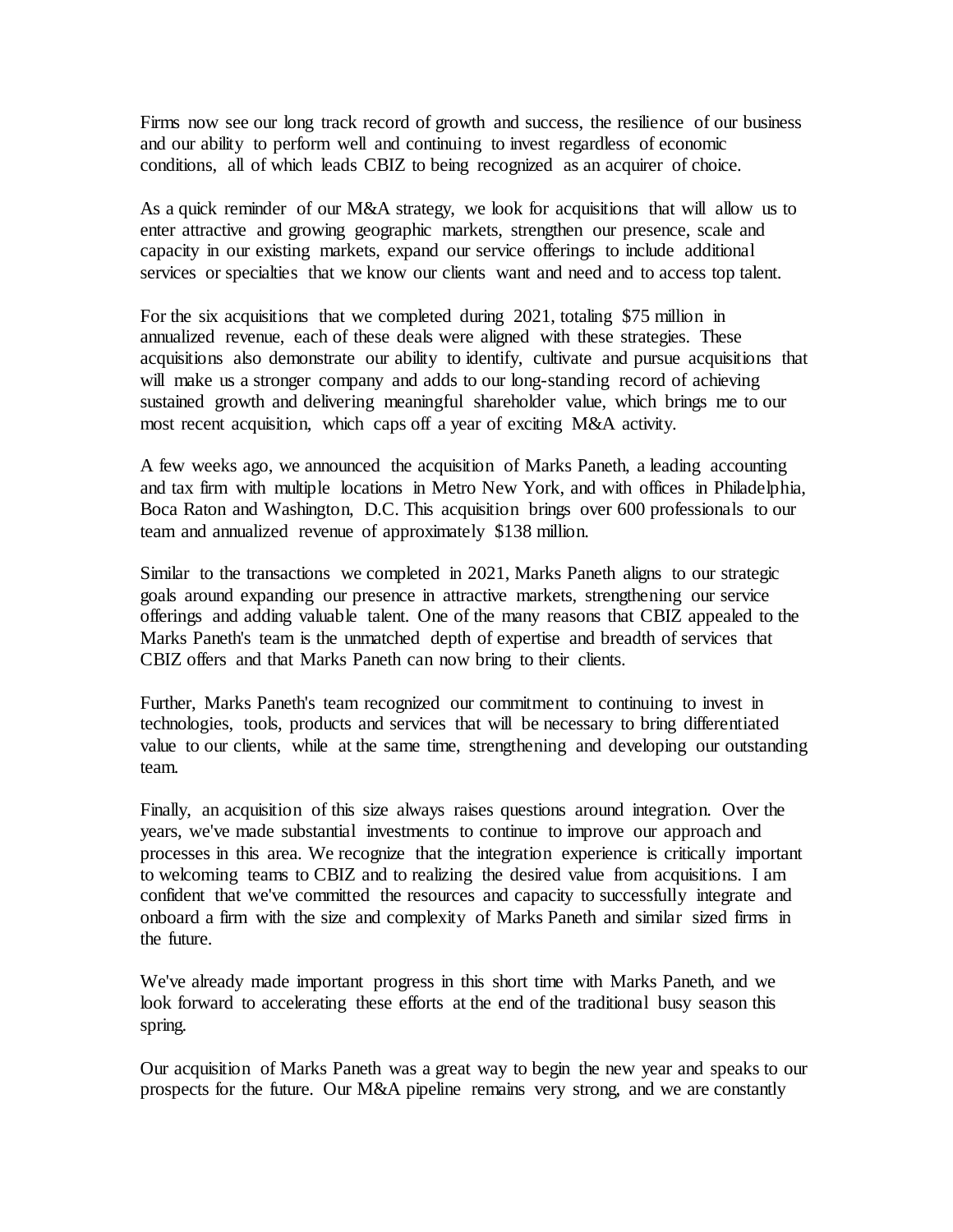Firms now see our long track record of growth and success, the resilience of our business and our ability to perform well and continuing to invest regardless of economic conditions, all of which leads CBIZ to being recognized as an acquirer of choice.

As a quick reminder of our M&A strategy, we look for acquisitions that will allow us to enter attractive and growing geographic markets, strengthen our presence, scale and capacity in our existing markets, expand our service offerings to include additional services or specialties that we know our clients want and need and to access top talent.

For the six acquisitions that we completed during 2021, totaling $75 million in annualized revenue, each of these deals were aligned with these strategies. These acquisitions also demonstrate our ability to identify, cultivate and pursue acquisitions that will make us a stronger company and adds to our long-standing record of achieving sustained growth and delivering meaningful shareholder value, which brings me to our most recent acquisition, which caps off a year of exciting M&A activity.

A few weeks ago, we announced the acquisition of Marks Paneth, a leading accounting and tax firm with multiple locations in Metro New York, and with offices in Philadelphia, Boca Raton and Washington, D.C. This acquisition brings over 600 professionals to our team and annualized revenue of approximately $138 million.

Similar to the transactions we completed in 2021, Marks Paneth aligns to our strategic goals around expanding our presence in attractive markets, strengthening our service offerings and adding valuable talent. One of the many reasons that CBIZ appealed to the Marks Paneth's team is the unmatched depth of expertise and breadth of services that CBIZ offers and that Marks Paneth can now bring to their clients.

Further, Marks Paneth's team recognized our commitment to continuing to invest in technologies, tools, products and services that will be necessary to bring differentiated value to our clients, while at the same time, strengthening and developing our outstanding team.

Finally, an acquisition of this size always raises questions around integration. Over the years, we've made substantial investments to continue to improve our approach and processes in this area. We recognize that the integration experience is critically important to welcoming teams to CBIZ and to realizing the desired value from acquisitions. I am confident that we've committed the resources and capacity to successfully integrate and onboard a firm with the size and complexity of Marks Paneth and similar sized firms in the future.

We've already made important progress in this short time with Marks Paneth, and we look forward to accelerating these efforts at the end of the traditional busy season this spring.

Our acquisition of Marks Paneth was a great way to begin the new year and speaks to our prospects for the future. Our M&A pipeline remains very strong, and we are constantly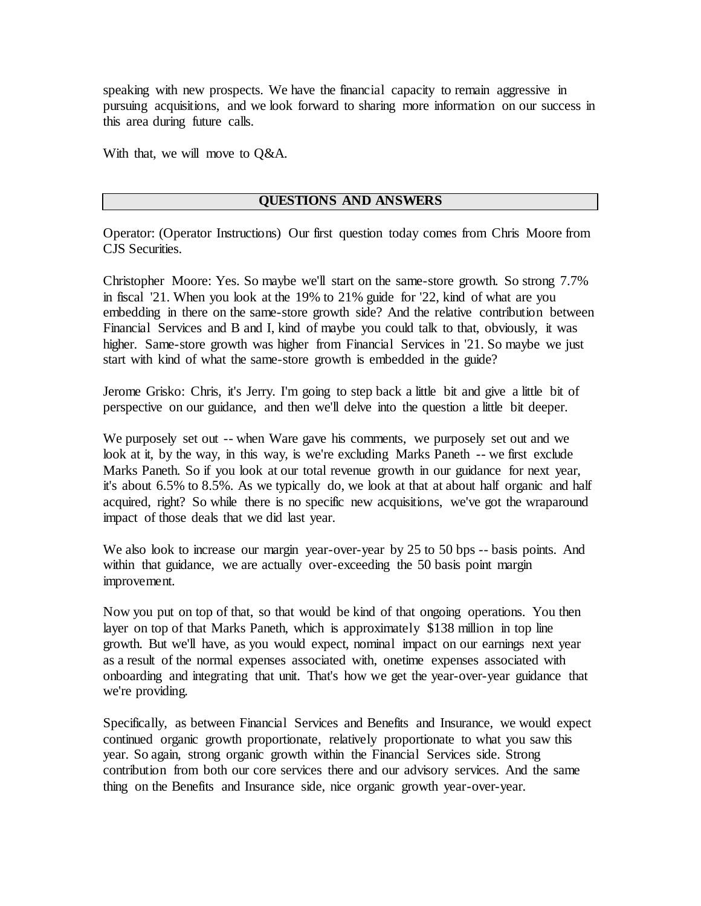speaking with new prospects. We have the financial capacity to remain aggressive in pursuing acquisitions, and we look forward to sharing more information on our success in this area during future calls.

With that, we will move to Q&A.

## QUESTIONS AND ANSWERS

Operator: (Operator Instructions) Our first question today comes from Chris Moore from CJS Securities.

Christopher Moore: Yes. So maybe we'll start on the same-store growth. So strong 7.7% in fiscal '21. When you look at the 19% to 21% guide for '22, kind of what are you embedding in there on the same-store growth side? And the relative contribution between Financial Services and B and I, kind of maybe you could talk to that, obviously, it was higher. Same-store growth was higher from Financial Services in '21. So maybe we just start with kind of what the same-store growth is embedded in the guide?

Jerome Grisko: Chris, it's Jerry. I'm going to step back a little bit and give a little bit of perspective on our guidance, and then we'll delve into the question a little bit deeper.

We purposely set out -- when Ware gave his comments, we purposely set out and we look at it, by the way, in this way, is we're excluding Marks Paneth -- we first exclude Marks Paneth. So if you look at our total revenue growth in our guidance for next year, it's about 6.5% to 8.5%. As we typically do, we look at that at about half organic and half acquired, right? So while there is no specific new acquisitions, we've got the wraparound impact of those deals that we did last year.

We also look to increase our margin year-over-year by 25 to 50 bps -- basis points. And within that guidance, we are actually over-exceeding the 50 basis point margin improvement.

Now you put on top of that, so that would be kind of that ongoing operations. You then layer on top of that Marks Paneth, which is approximately $138 million in top line growth. But we'll have, as you would expect, nominal impact on our earnings next year as a result of the normal expenses associated with, onetime expenses associated with onboarding and integrating that unit. That's how we get the year-over-year guidance that we're providing.

Specifically, as between Financial Services and Benefits and Insurance, we would expect continued organic growth proportionate, relatively proportionate to what you saw this year. So again, strong organic growth within the Financial Services side. Strong contribution from both our core services there and our advisory services. And the same thing on the Benefits and Insurance side, nice organic growth year-over-year.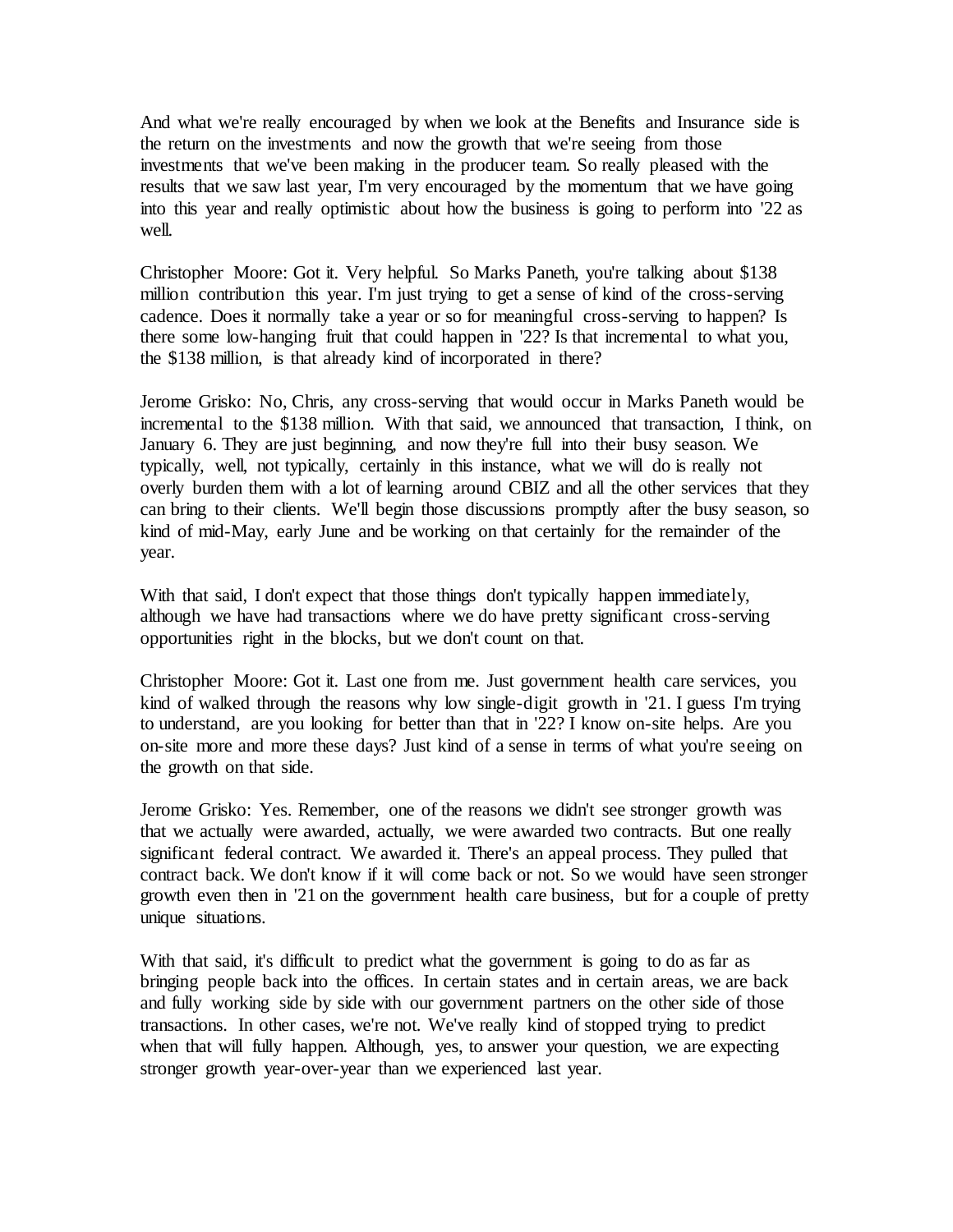And what we're really encouraged by when we look at the Benefits and Insurance side is the return on the investments and now the growth that we're seeing from those investments that we've been making in the producer team. So really pleased with the results that we saw last year, I'm very encouraged by the momentum that we have going into this year and really optimistic about how the business is going to perform into '22 as well.

Christopher Moore: Got it. Very helpful. So Marks Paneth, you're talking about $138 million contribution this year. I'm just trying to get a sense of kind of the cross-serving cadence. Does it normally take a year or so for meaningful cross-serving to happen? Is there some low-hanging fruit that could happen in '22? Is that incremental to what you, the $138 million, is that already kind of incorporated in there?

Jerome Grisko: No, Chris, any cross-serving that would occur in Marks Paneth would be incremental to the $138 million. With that said, we announced that transaction, I think, on January 6. They are just beginning, and now they're full into their busy season. We typically, well, not typically, certainly in this instance, what we will do is really not overly burden them with a lot of learning around CBIZ and all the other services that they can bring to their clients. We'll begin those discussions promptly after the busy season, so kind of mid-May, early June and be working on that certainly for the remainder of the year.

With that said, I don't expect that those things don't typically happen immediately, although we have had transactions where we do have pretty significant cross-serving opportunities right in the blocks, but we don't count on that.

Christopher Moore: Got it. Last one from me. Just government health care services, you kind of walked through the reasons why low single-digit growth in '21. I guess I'm trying to understand, are you looking for better than that in '22? I know on-site helps. Are you on-site more and more these days? Just kind of a sense in terms of what you're seeing on the growth on that side.

Jerome Grisko: Yes. Remember, one of the reasons we didn't see stronger growth was that we actually were awarded, actually, we were awarded two contracts. But one really significant federal contract. We awarded it. There's an appeal process. They pulled that contract back. We don't know if it will come back or not. So we would have seen stronger growth even then in '21 on the government health care business, but for a couple of pretty unique situations.

With that said, it's difficult to predict what the government is going to do as far as bringing people back into the offices. In certain states and in certain areas, we are back and fully working side by side with our government partners on the other side of those transactions. In other cases, we're not. We've really kind of stopped trying to predict when that will fully happen. Although, yes, to answer your question, we are expecting stronger growth year-over-year than we experienced last year.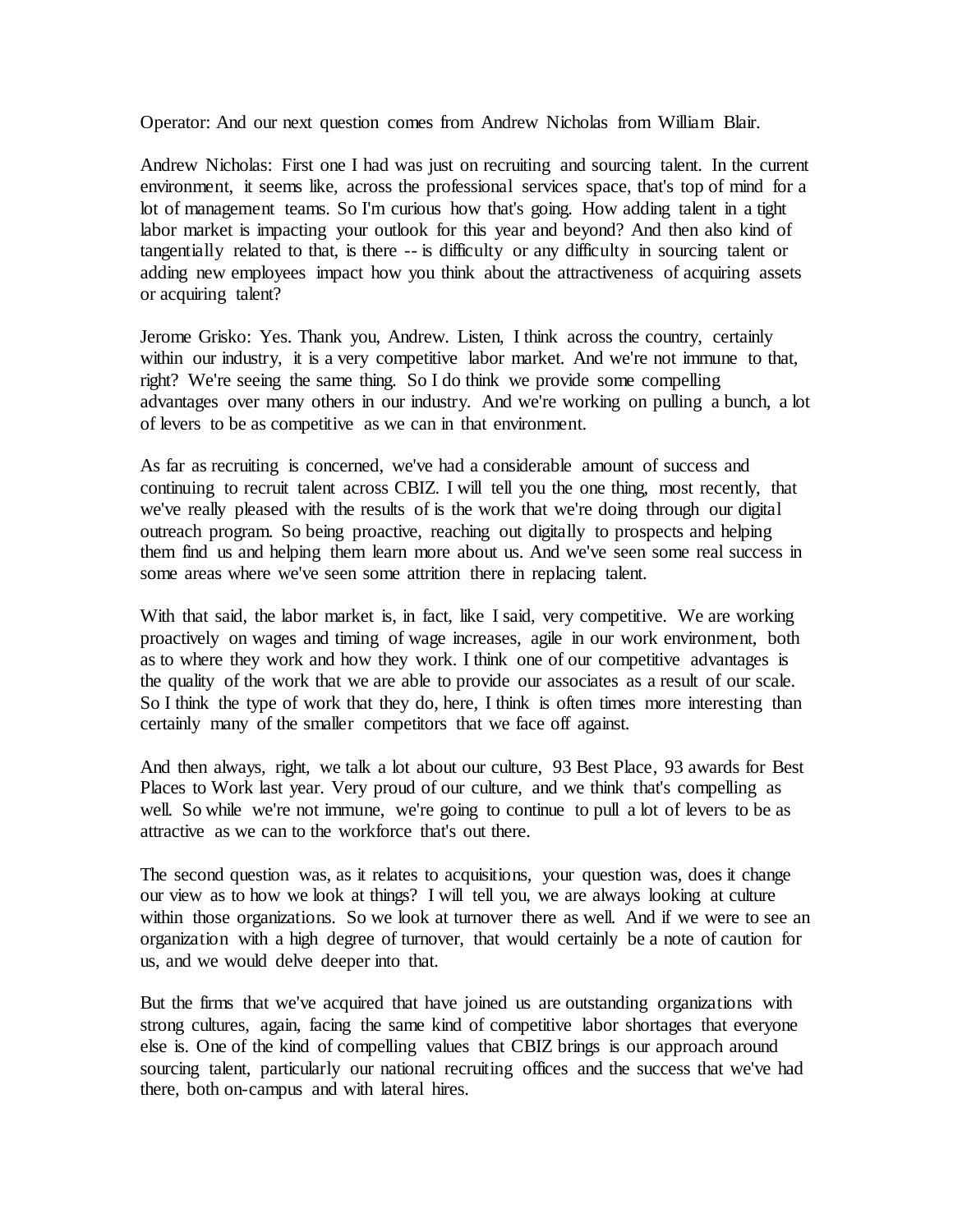Operator: And our next question comes from Andrew Nicholas from William Blair.

Andrew Nicholas: First one I had was just on recruiting and sourcing talent. In the current environment, it seems like, across the professional services space, that's top of mind for a lot of management teams. So I'm curious how that's going. How adding talent in a tight labor market is impacting your outlook for this year and beyond? And then also kind of tangentially related to that, is there -- is difficulty or any difficulty in sourcing talent or adding new employees impact how you think about the attractiveness of acquiring assets or acquiring talent?

Jerome Grisko: Yes. Thank you, Andrew. Listen, I think across the country, certainly within our industry, it is a very competitive labor market. And we're not immune to that, right? We're seeing the same thing. So I do think we provide some compelling advantages over many others in our industry. And we're working on pulling a bunch, a lot of levers to be as competitive as we can in that environment.

As far as recruiting is concerned, we've had a considerable amount of success and continuing to recruit talent across CBIZ. I will tell you the one thing, most recently, that we've really pleased with the results of is the work that we're doing through our digital outreach program. So being proactive, reaching out digitally to prospects and helping them find us and helping them learn more about us. And we've seen some real success in some areas where we've seen some attrition there in replacing talent.

With that said, the labor market is, in fact, like I said, very competitive. We are working proactively on wages and timing of wage increases, agile in our work environment, both as to where they work and how they work. I think one of our competitive advantages is the quality of the work that we are able to provide our associates as a result of our scale. So I think the type of work that they do, here, I think is often times more interesting than certainly many of the smaller competitors that we face off against.

And then always, right, we talk a lot about our culture, 93 Best Place, 93 awards for Best Places to Work last year. Very proud of our culture, and we think that's compelling as well. So while we're not immune, we're going to continue to pull a lot of levers to be as attractive as we can to the workforce that's out there.

The second question was, as it relates to acquisitions, your question was, does it change our view as to how we look at things? I will tell you, we are always looking at culture within those organizations. So we look at turnover there as well. And if we were to see an organization with a high degree of turnover, that would certainly be a note of caution for us, and we would delve deeper into that.

But the firms that we've acquired that have joined us are outstanding organizations with strong cultures, again, facing the same kind of competitive labor shortages that everyone else is. One of the kind of compelling values that CBIZ brings is our approach around sourcing talent, particularly our national recruiting offices and the success that we've had there, both on-campus and with lateral hires.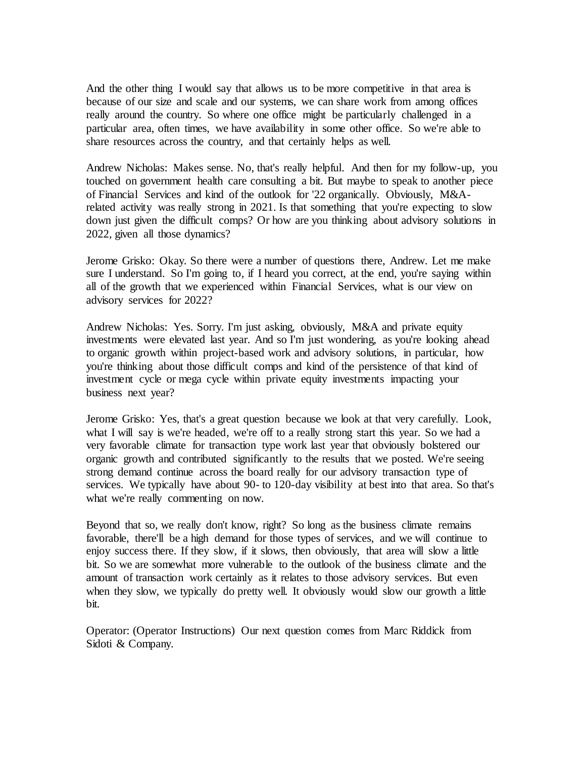And the other thing I would say that allows us to be more competitive in that area is because of our size and scale and our systems, we can share work from among offices really around the country. So where one office might be particularly challenged in a particular area, often times, we have availability in some other office. So we're able to share resources across the country, and that certainly helps as well.

Andrew Nicholas: Makes sense. No, that's really helpful. And then for my follow-up, you touched on government health care consulting a bit. But maybe to speak to another piece of Financial Services and kind of the outlook for '22 organically. Obviously, M&A-related activity was really strong in 2021. Is that something that you're expecting to slow down just given the difficult comps? Or how are you thinking about advisory solutions in 2022, given all those dynamics?

Jerome Grisko: Okay. So there were a number of questions there, Andrew. Let me make sure I understand. So I'm going to, if I heard you correct, at the end, you're saying within all of the growth that we experienced within Financial Services, what is our view on advisory services for 2022?

Andrew Nicholas: Yes. Sorry. I'm just asking, obviously, M&A and private equity investments were elevated last year. And so I'm just wondering, as you're looking ahead to organic growth within project-based work and advisory solutions, in particular, how you're thinking about those difficult comps and kind of the persistence of that kind of investment cycle or mega cycle within private equity investments impacting your business next year?

Jerome Grisko: Yes, that's a great question because we look at that very carefully. Look, what I will say is we're headed, we're off to a really strong start this year. So we had a very favorable climate for transaction type work last year that obviously bolstered our organic growth and contributed significantly to the results that we posted. We're seeing strong demand continue across the board really for our advisory transaction type of services. We typically have about 90- to 120-day visibility at best into that area. So that's what we're really commenting on now.

Beyond that so, we really don't know, right? So long as the business climate remains favorable, there'll be a high demand for those types of services, and we will continue to enjoy success there. If they slow, if it slows, then obviously, that area will slow a little bit. So we are somewhat more vulnerable to the outlook of the business climate and the amount of transaction work certainly as it relates to those advisory services. But even when they slow, we typically do pretty well. It obviously would slow our growth a little bit.

Operator: (Operator Instructions) Our next question comes from Marc Riddick from Sidoti & Company.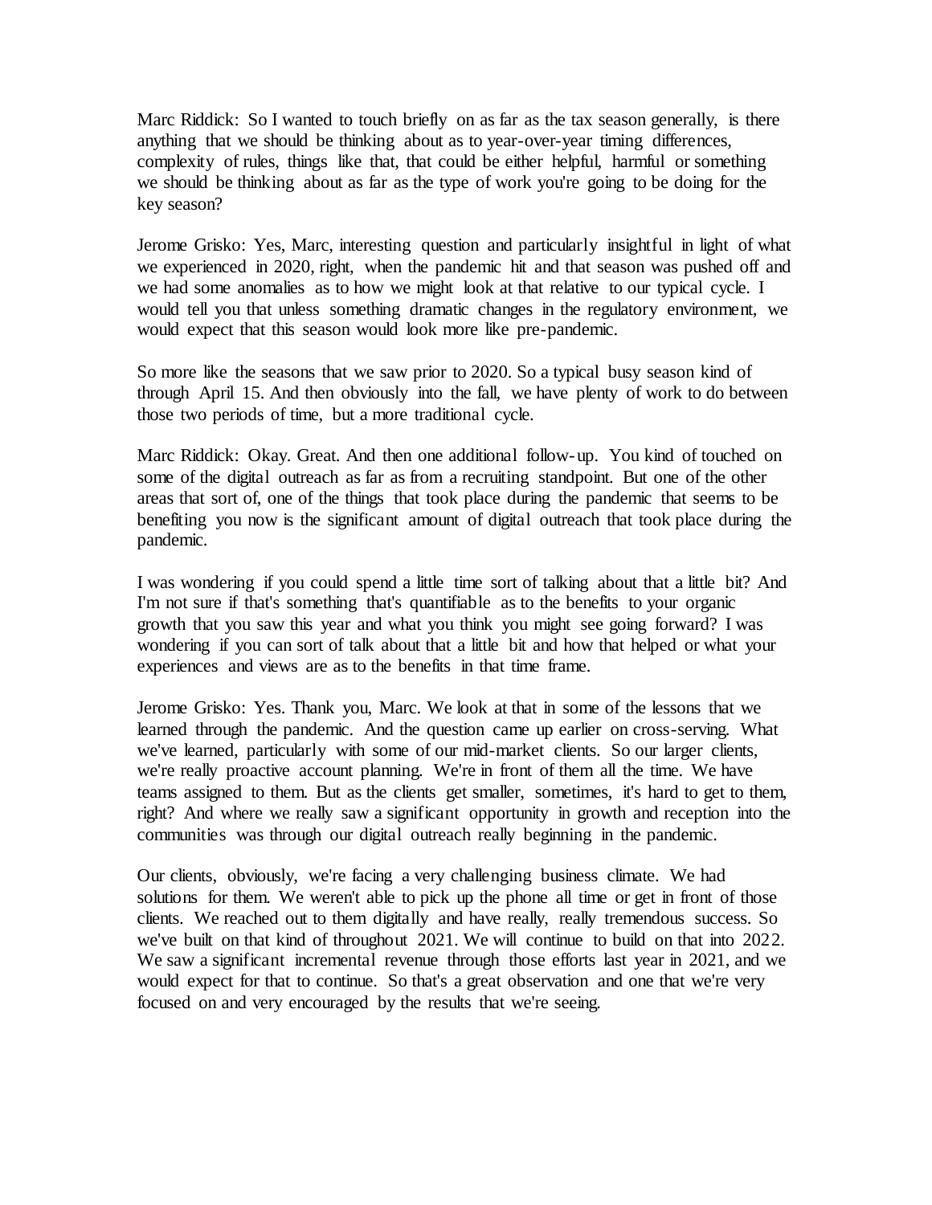Marc Riddick: So I wanted to touch briefly on as far as the tax season generally, is there anything that we should be thinking about as to year-over-year timing differences, complexity of rules, things like that, that could be either helpful, harmful or something we should be thinking about as far as the type of work you're going to be doing for the key season?

Jerome Grisko: Yes, Marc, interesting question and particularly insightful in light of what we experienced in 2020, right, when the pandemic hit and that season was pushed off and we had some anomalies as to how we might look at that relative to our typical cycle. I would tell you that unless something dramatic changes in the regulatory environment, we would expect that this season would look more like pre-pandemic.

So more like the seasons that we saw prior to 2020. So a typical busy season kind of through April 15. And then obviously into the fall, we have plenty of work to do between those two periods of time, but a more traditional cycle.

Marc Riddick: Okay. Great. And then one additional follow-up. You kind of touched on some of the digital outreach as far as from a recruiting standpoint. But one of the other areas that sort of, one of the things that took place during the pandemic that seems to be benefiting you now is the significant amount of digital outreach that took place during the pandemic.

I was wondering if you could spend a little time sort of talking about that a little bit? And I'm not sure if that's something that's quantifiable as to the benefits to your organic growth that you saw this year and what you think you might see going forward? I was wondering if you can sort of talk about that a little bit and how that helped or what your experiences and views are as to the benefits in that time frame.

Jerome Grisko: Yes. Thank you, Marc. We look at that in some of the lessons that we learned through the pandemic. And the question came up earlier on cross-serving. What we've learned, particularly with some of our mid-market clients. So our larger clients, we're really proactive account planning. We're in front of them all the time. We have teams assigned to them. But as the clients get smaller, sometimes, it's hard to get to them, right? And where we really saw a significant opportunity in growth and reception into the communities was through our digital outreach really beginning in the pandemic.

Our clients, obviously, we're facing a very challenging business climate. We had solutions for them. We weren't able to pick up the phone all time or get in front of those clients. We reached out to them digitally and have really, really tremendous success. So we've built on that kind of throughout 2021. We will continue to build on that into 2022. We saw a significant incremental revenue through those efforts last year in 2021, and we would expect for that to continue. So that's a great observation and one that we're very focused on and very encouraged by the results that we're seeing.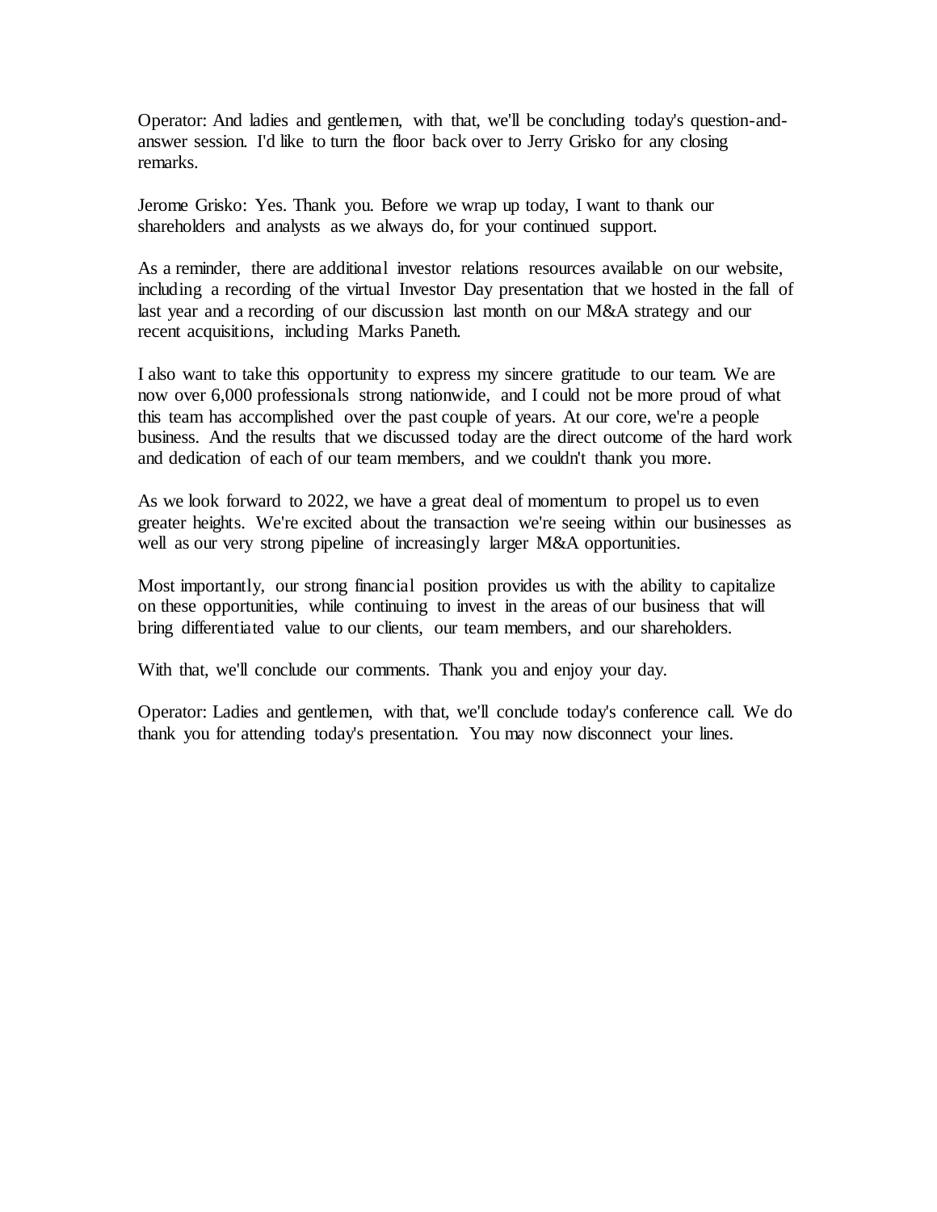Operator: And ladies and gentlemen, with that, we'll be concluding today's question-and-answer session. I'd like to turn the floor back over to Jerry Grisko for any closing remarks.

Jerome Grisko: Yes. Thank you. Before we wrap up today, I want to thank our shareholders and analysts as we always do, for your continued support.

As a reminder, there are additional investor relations resources available on our website, including a recording of the virtual Investor Day presentation that we hosted in the fall of last year and a recording of our discussion last month on our M&A strategy and our recent acquisitions, including Marks Paneth.

I also want to take this opportunity to express my sincere gratitude to our team. We are now over 6,000 professionals strong nationwide, and I could not be more proud of what this team has accomplished over the past couple of years. At our core, we're a people business. And the results that we discussed today are the direct outcome of the hard work and dedication of each of our team members, and we couldn't thank you more.

As we look forward to 2022, we have a great deal of momentum to propel us to even greater heights. We're excited about the transaction we're seeing within our businesses as well as our very strong pipeline of increasingly larger M&A opportunities.

Most importantly, our strong financial position provides us with the ability to capitalize on these opportunities, while continuing to invest in the areas of our business that will bring differentiated value to our clients, our team members, and our shareholders.

With that, we'll conclude our comments. Thank you and enjoy your day.

Operator: Ladies and gentlemen, with that, we'll conclude today's conference call. We do thank you for attending today's presentation. You may now disconnect your lines.